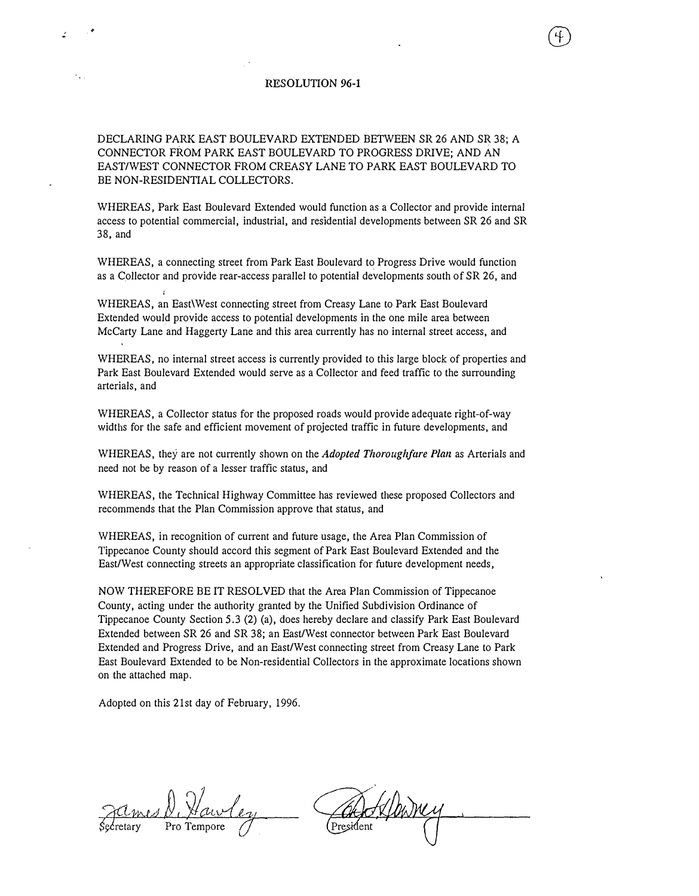# RESOLUTION 96-1

DECLARING PARK EAST BOULEVARD EXTENDED BETWEEN SR 26 AND SR 38; A CONNECTOR FROM PARK EAST BOULEVARD TO PROGRESS DRIVE; AND AN EAST/WEST CONNECTOR FROM CREASY LANE TO PARK EAST BOULEVARD TO BE NON-RESIDENTIAL COLLECTORS.

WHEREAS, Park East Boulevard Extended would function as a Collector and provide internal access to potential commercial, industrial, and residential developments between SR 26 and SR 38, and

WHEREAS, a connecting street from Park East Boulevard to Progress Drive would function as a Collector and provide rear-access parallel to potential developments south of SR 26, and

WHEREAS, an East\West connecting street from Creasy Lane to Park East Boulevard Extended would provide access to potential developments in the one mile area between McCarty Lane and Haggerty Lane and this area currently has no internal street access, and

WHEREAS, no internal street access is currently provided to this large block of properties and Park East Boulevard Extended would serve as a Collector and feed traffic to the surrounding arterials, and

WHEREAS, a Collector status for the proposed roads would provide adequate right-of-way widths for the safe and efficient movement of projected traffic in future developments, and

WHEREAS, they are not currently shown on the *Adopted Thoroughfare Plan* as Arterials and need not be by reason of a lesser traffic status, and

WHEREAS, the Technical Highway Committee has reviewed these proposed Collectors and recommends that the Plan Commission approve that status, and

WHEREAS, in recognition of current and future usage, the Area Plan Commission of Tippecanoe County should accord this segment of Park East Boulevard Extended and the East/West connecting streets an appropriate classification for future development needs,

NOW THEREFORE BE IT RESOLVED that the Area Plan Commission of Tippecanoe County, acting under the authority granted by the Unified Subdivision Ordinance of Tippecanoe County Section 5.3 (2) (a), does hereby declare and classify Park East Boulevard Extended between SR 26 and SR 38; an East/West connector between Park East Boulevard Extended and Progress Drive, and an East/West connecting street from Creasy Lane to Park East Boulevard Extended to be Non-residential Collectors in the approximate locations shown on the attached map.

Adopted on this 21st day of February, 1996.

James D. Hawley
Secretary Pro Tempore

President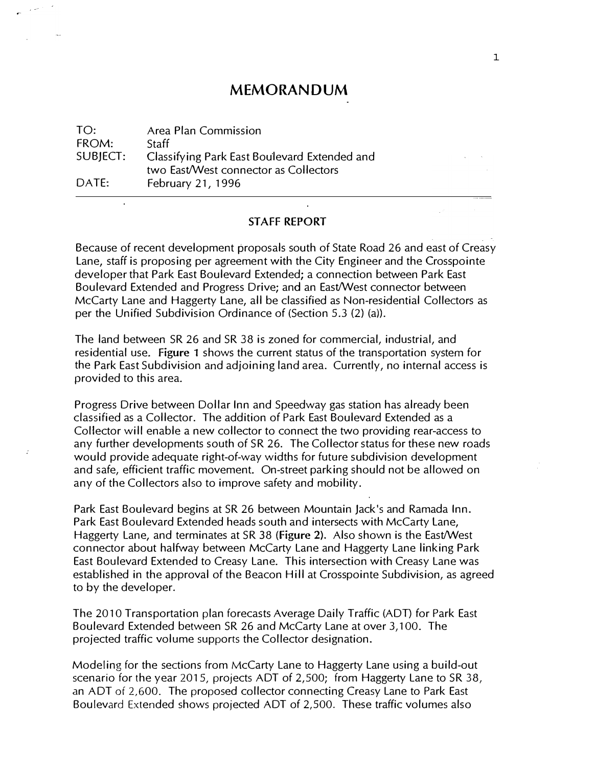# MEMORANDUM

| | |
|---|---|
| TO: | Area Plan Commission |
| FROM: | Staff |
| SUBJECT: | Classifying Park East Boulevard Extended and two East/West connector as Collectors |
| DATE: | February 21, 1996 |

## STAFF REPORT

Because of recent development proposals south of State Road 26 and east of Creasy Lane, staff is proposing per agreement with the City Engineer and the Crosspointe developer that Park East Boulevard Extended; a connection between Park East Boulevard Extended and Progress Drive; and an East/West connector between McCarty Lane and Haggerty Lane, all be classified as Non-residential Collectors as per the Unified Subdivision Ordinance of (Section 5.3 (2) (a)).

The land between SR 26 and SR 38 is zoned for commercial, industrial, and residential use. **Figure 1** shows the current status of the transportation system for the Park East Subdivision and adjoining land area. Currently, no internal access is provided to this area.

Progress Drive between Dollar Inn and Speedway gas station has already been classified as a Collector. The addition of Park East Boulevard Extended as a Collector will enable a new collector to connect the two providing rear-access to any further developments south of SR 26. The Collector status for these new roads would provide adequate right-of-way widths for future subdivision development and safe, efficient traffic movement. On-street parking should not be allowed on any of the Collectors also to improve safety and mobility.

Park East Boulevard begins at SR 26 between Mountain Jack's and Ramada Inn. Park East Boulevard Extended heads south and intersects with McCarty Lane, Haggerty Lane, and terminates at SR 38 (**Figure 2**). Also shown is the East/West connector about halfway between McCarty Lane and Haggerty Lane linking Park East Boulevard Extended to Creasy Lane. This intersection with Creasy Lane was established in the approval of the Beacon Hill at Crosspointe Subdivision, as agreed to by the developer.

The 2010 Transportation plan forecasts Average Daily Traffic (ADT) for Park East Boulevard Extended between SR 26 and McCarty Lane at over 3,100. The projected traffic volume supports the Collector designation.

Modeling for the sections from McCarty Lane to Haggerty Lane using a build-out scenario for the year 2015, projects ADT of 2,500; from Haggerty Lane to SR 38, an ADT of 2,600. The proposed collector connecting Creasy Lane to Park East Boulevard Extended shows projected ADT of 2,500. These traffic volumes also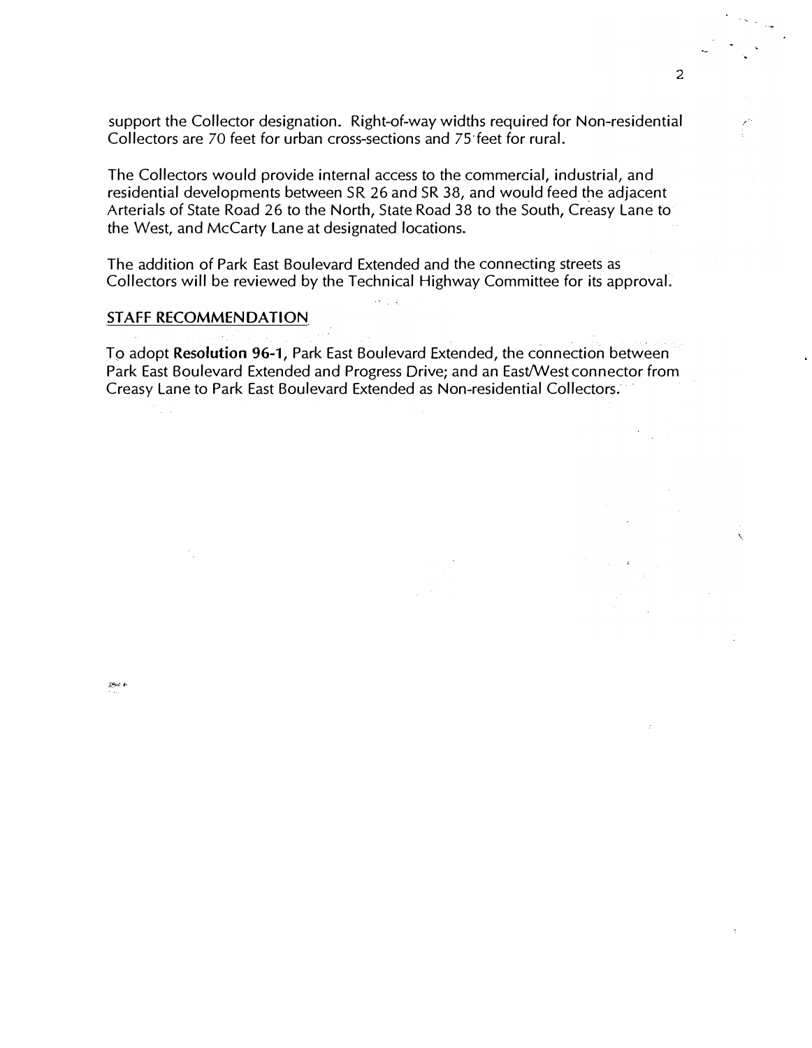support the Collector designation. Right-of-way widths required for Non-residential Collectors are 70 feet for urban cross-sections and 75 feet for rural.

The Collectors would provide internal access to the commercial, industrial, and residential developments between SR 26 and SR 38, and would feed the adjacent Arterials of State Road 26 to the North, State Road 38 to the South, Creasy Lane to the West, and McCarty Lane at designated locations.

The addition of Park East Boulevard Extended and the connecting streets as Collectors will be reviewed by the Technical Highway Committee for its approval.

## STAFF RECOMMENDATION

To adopt **Resolution 96-1**, Park East Boulevard Extended, the connection between Park East Boulevard Extended and Progress Drive; and an East/West connector from Creasy Lane to Park East Boulevard Extended as Non-residential Collectors.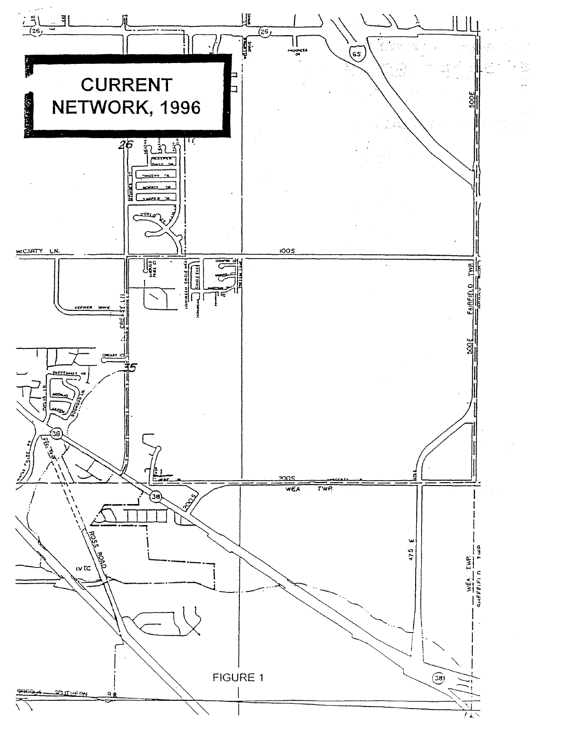# CURRENT NETWORK, 1996

FIGURE 1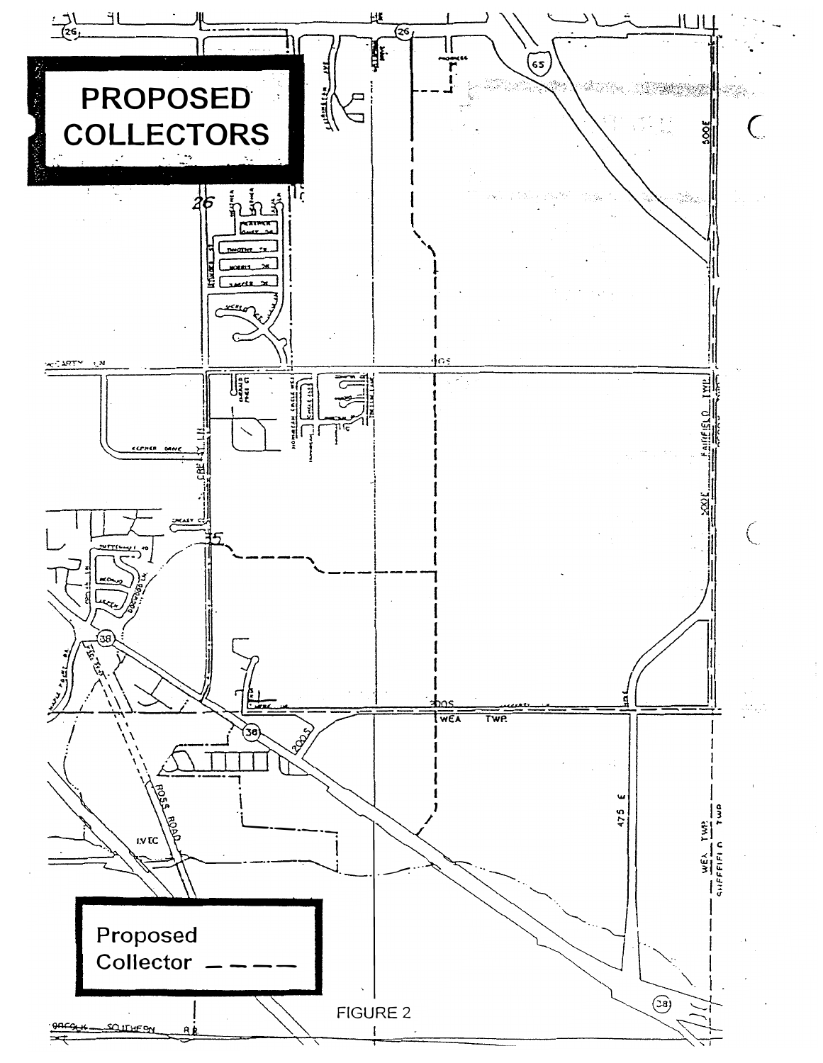# PROPOSED COLLECTORS

Proposed Collector — — — —

FIGURE 2